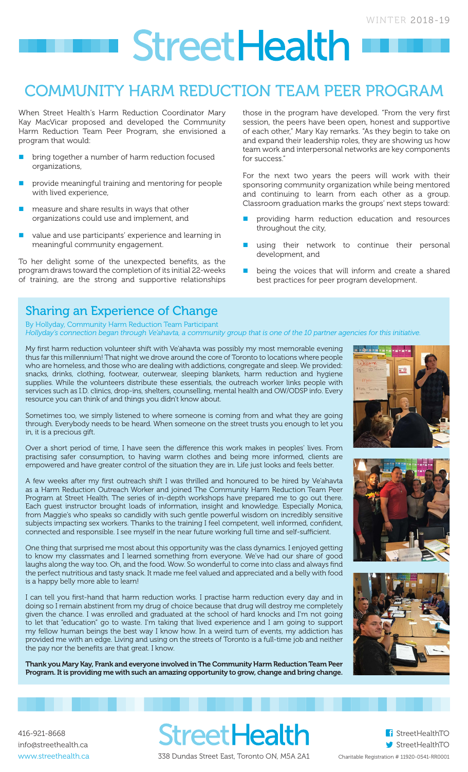WINTER 2018-19

# StreetHealth

## COMMUNITY HARM REDUCTION TEAM PEER PROGRAM

When Street Health's Harm Reduction Coordinator Mary Kay MacVicar proposed and developed the Community Harm Reduction Team Peer Program, she envisioned a program that would:

- bring together a number of harm reduction focused organizations,
- provide meaningful training and mentoring for people with lived experience,
- measure and share results in ways that other organizations could use and implement, and
- value and use participants' experience and learning in meaningful community engagement.

To her delight some of the unexpected benefits, as the program draws toward the completion of its initial 22-weeks of training, are the strong and supportive relationships those in the program have developed. "From the very first session, the peers have been open, honest and supportive of each other," Mary Kay remarks. "As they begin to take on and expand their leadership roles, they are showing us how team work and interpersonal networks are key components for success."

For the next two years the peers will work with their sponsoring community organization while being mentored and continuing to learn from each other as a group. Classroom graduation marks the groups' next steps toward:

- providing harm reduction education and resources throughout the city,
- using their network to continue their personal development, and
- being the voices that will inform and create a shared best practices for peer program development.

## Sharing an Experience of Change

By Hollyday, Community Harm Reduction Team Participant

*Hollyday's connection began through Ve'ahavta, a community group that is one of the 10 partner agencies for this initiative.*

My first harm reduction volunteer shift with Ve'ahavta was possibly my most memorable evening thus far this millennium! That night we drove around the core of Toronto to locations where people who are homeless, and those who are dealing with addictions, congregate and sleep. We provided: snacks, drinks, clothing, footwear, outerwear, sleeping blankets, harm reduction and hygiene supplies. While the volunteers distribute these essentials, the outreach worker links people with services such as I.D. clinics, drop-ins, shelters, counselling, mental health and OW/ODSP info. Every resource you can think of and things you didn't know about.

Sometimes too, we simply listened to where someone is coming from and what they are going through. Everybody needs to be heard. When someone on the street trusts you enough to let you in, it is a precious gift.

Over a short period of time, I have seen the difference this work makes in peoples' lives. From practising safer consumption, to having warm clothes and being more informed, clients are empowered and have greater control of the situation they are in. Life just looks and feels better.

A few weeks after my first outreach shift I was thrilled and honoured to be hired by Ve'ahavta as a Harm Reduction Outreach Worker and joined The Community Harm Reduction Team Peer Program at Street Health. The series of in-depth workshops have prepared me to go out there. Each guest instructor brought loads of information, insight and knowledge. Especially Monica, from Maggie's who speaks so candidly with such gentle powerful wisdom on incredibly sensitive subjects impacting sex workers. Thanks to the training I feel competent, well informed, confident, connected and responsible. I see myself in the near future working full time and self-sufficient.

One thing that surprised me most about this opportunity was the class dynamics. I enjoyed getting to know my classmates and I learned something from everyone. We've had our share of good laughs along the way too. Oh, and the food. Wow. So wonderful to come into class and always find the perfect nutritious and tasty snack. It made me feel valued and appreciated and a belly with food is a happy belly more able to learn!

I can tell you first-hand that harm reduction works. I practise harm reduction every day and in doing so I remain abstinent from my drug of choice because that drug will destroy me completely given the chance. I was enrolled and graduated at the school of hard knocks and I'm not going to let that "education" go to waste. I'm taking that lived experience and I am going to support my fellow human beings the best way I know how. In a weird turn of events, my addiction has provided me with an edge. Living and using on the streets of Toronto is a full-time job and neither the pay nor the benefits are that great. I know.

**Thank you Mary Kay, Frank and everyone involved in The Community Harm Reduction Team Peer Program. It is providing me with such an amazing opportunity to grow, change and bring change.**

416-921-8668
info@streethealth.ca
www.streethealth.ca

StreetHealth
338 Dundas Street East, Toronto ON, M5A 2A1

StreetHealthTO
StreetHealthTO
Charitable Registration # 11920-0541-RR0001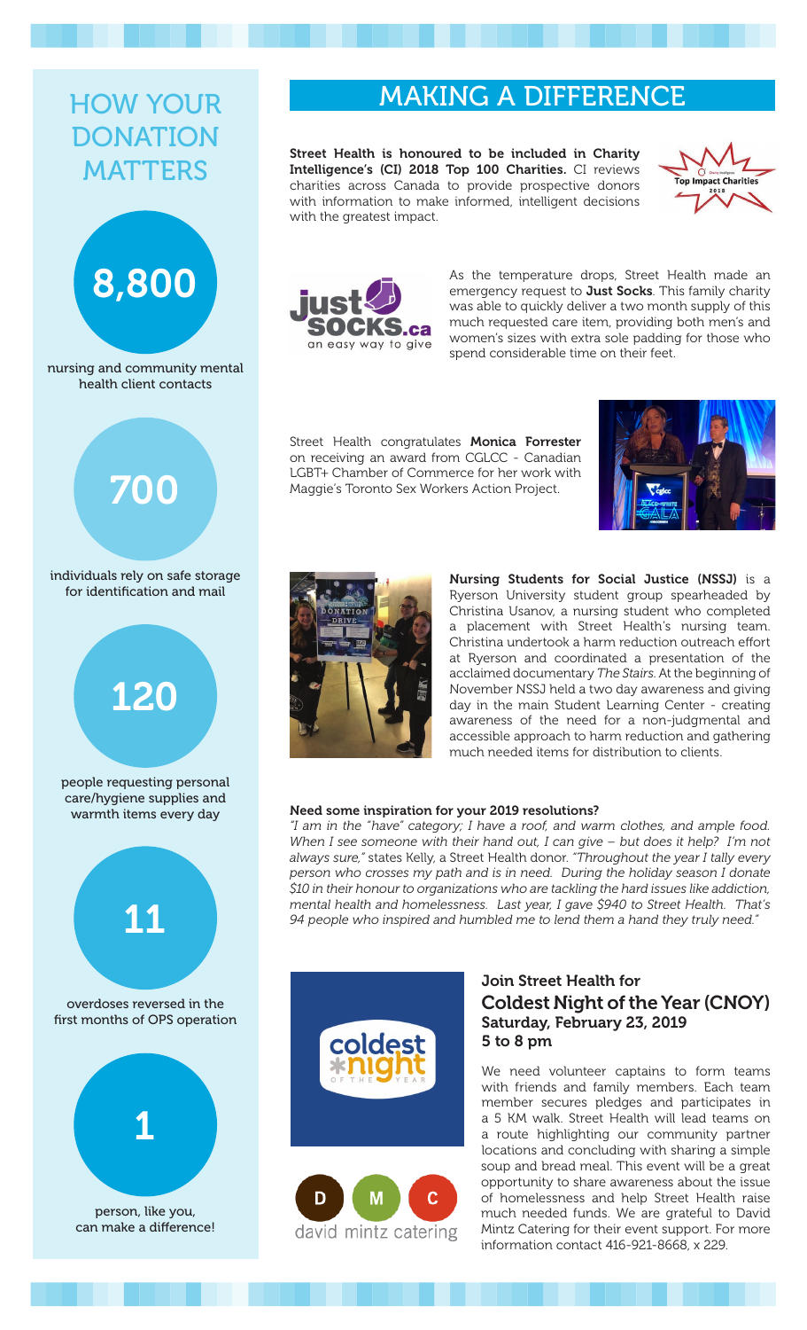## HOW YOUR DONATION MATTERS

**8,800**

nursing and community mental health client contacts

**700**

individuals rely on safe storage for identification and mail

**120**

people requesting personal care/hygiene supplies and warmth items every day

**11**

overdoses reversed in the first months of OPS operation

**1**

person, like you, can make a difference!

## MAKING A DIFFERENCE

**Street Health is honoured to be included in Charity Intelligence's (CI) 2018 Top 100 Charities.** CI reviews charities across Canada to provide prospective donors with information to make informed, intelligent decisions with the greatest impact.

As the temperature drops, Street Health made an emergency request to **Just Socks**. This family charity was able to quickly deliver a two month supply of this much requested care item, providing both men's and women's sizes with extra sole padding for those who spend considerable time on their feet.

Street Health congratulates **Monica Forrester** on receiving an award from CGLCC - Canadian LGBT+ Chamber of Commerce for her work with Maggie's Toronto Sex Workers Action Project.

**Nursing Students for Social Justice (NSSJ)** is a Ryerson University student group spearheaded by Christina Usanov, a nursing student who completed a placement with Street Health's nursing team. Christina undertook a harm reduction outreach effort at Ryerson and coordinated a presentation of the acclaimed documentary *The Stairs*. At the beginning of November NSSJ held a two day awareness and giving day in the main Student Learning Center - creating awareness of the need for a non-judgmental and accessible approach to harm reduction and gathering much needed items for distribution to clients.

**Need some inspiration for your 2019 resolutions?**

*"I am in the "have" category; I have a roof, and warm clothes, and ample food. When I see someone with their hand out, I can give – but does it help? I'm not always sure,"* states Kelly, a Street Health donor. *"Throughout the year I tally every person who crosses my path and is in need. During the holiday season I donate $10 in their honour to organizations who are tackling the hard issues like addiction, mental health and homelessness. Last year, I gave $940 to Street Health. That's 94 people who inspired and humbled me to lend them a hand they truly need."*

### Join Street Health for Coldest Night of the Year (CNOY)
### Saturday, February 23, 2019
### 5 to 8 pm

We need volunteer captains to form teams with friends and family members. Each team member secures pledges and participates in a 5 KM walk. Street Health will lead teams on a route highlighting our community partner locations and concluding with sharing a simple soup and bread meal. This event will be a great opportunity to share awareness about the issue of homelessness and help Street Health raise much needed funds. We are grateful to David Mintz Catering for their event support. For more information contact 416-921-8668, x 229.